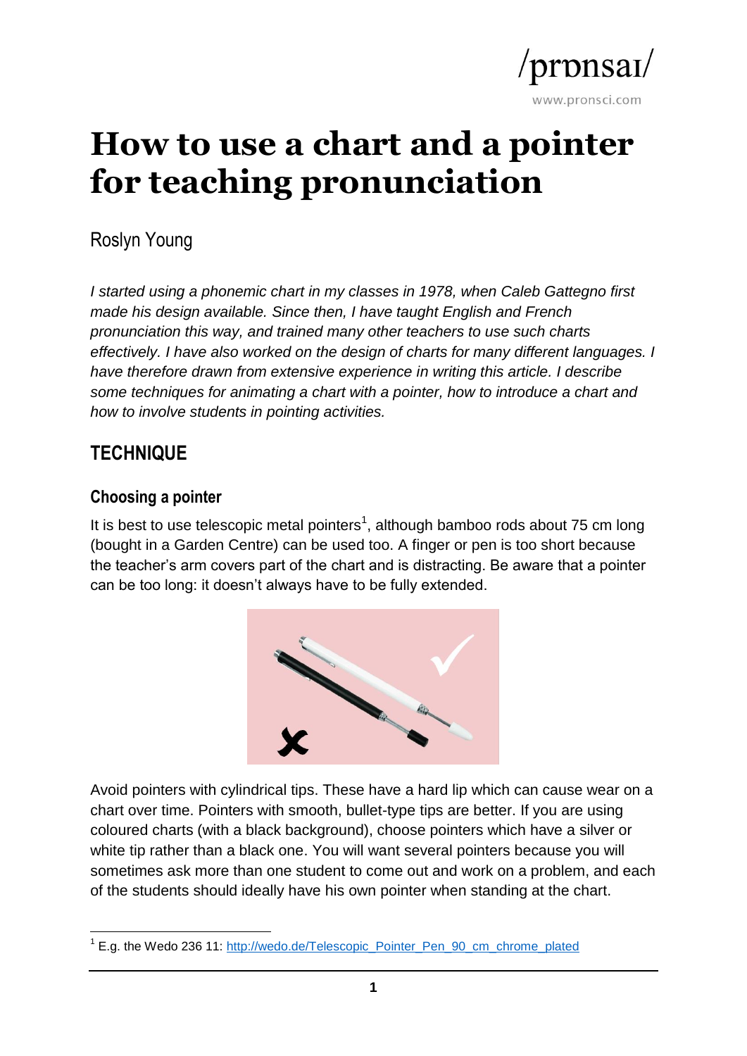# How to use a chart and a pointer for teaching pronunciation

Roslyn Young

*I started using a phonemic chart in my classes in 1978, when Caleb Gattegno first made his design available. Since then, I have taught English and French pronunciation this way, and trained many other teachers to use such charts effectively. I have also worked on the design of charts for many different languages. I have therefore drawn from extensive experience in writing this article. I describe some techniques for animating a chart with a pointer, how to introduce a chart and how to involve students in pointing activities.*

## TECHNIQUE

### Choosing a pointer

It is best to use telescopic metal pointers[1], although bamboo rods about 75 cm long (bought in a Garden Centre) can be used too. A finger or pen is too short because the teacher's arm covers part of the chart and is distracting. Be aware that a pointer can be too long: it doesn't always have to be fully extended.

Avoid pointers with cylindrical tips. These have a hard lip which can cause wear on a chart over time. Pointers with smooth, bullet-type tips are better. If you are using coloured charts (with a black background), choose pointers which have a silver or white tip rather than a black one. You will want several pointers because you will sometimes ask more than one student to come out and work on a problem, and each of the students should ideally have his own pointer when standing at the chart.

[1] E.g. the Wedo 236 11: http://wedo.de/Telescopic_Pointer_Pen_90_cm_chrome_plated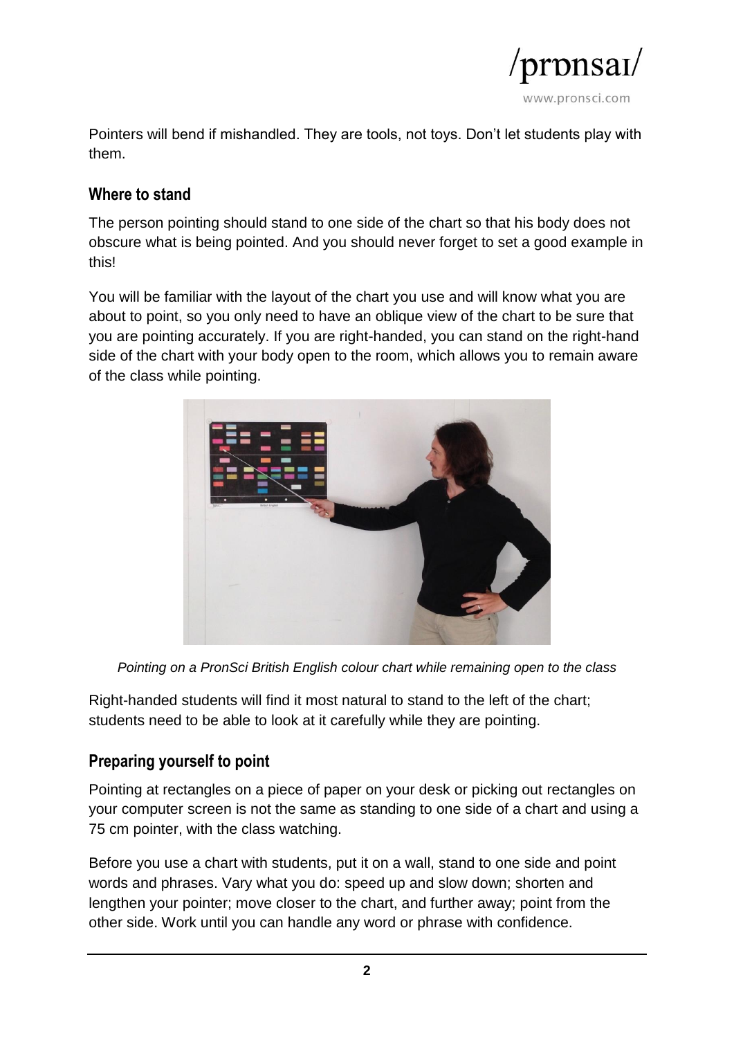Pointers will bend if mishandled. They are tools, not toys. Don't let students play with them.

## Where to stand

The person pointing should stand to one side of the chart so that his body does not obscure what is being pointed. And you should never forget to set a good example in this!

You will be familiar with the layout of the chart you use and will know what you are about to point, so you only need to have an oblique view of the chart to be sure that you are pointing accurately. If you are right-handed, you can stand on the right-hand side of the chart with your body open to the room, which allows you to remain aware of the class while pointing.

*Pointing on a PronSci British English colour chart while remaining open to the class*

Right-handed students will find it most natural to stand to the left of the chart; students need to be able to look at it carefully while they are pointing.

## Preparing yourself to point

Pointing at rectangles on a piece of paper on your desk or picking out rectangles on your computer screen is not the same as standing to one side of a chart and using a 75 cm pointer, with the class watching.

Before you use a chart with students, put it on a wall, stand to one side and point words and phrases. Vary what you do: speed up and slow down; shorten and lengthen your pointer; move closer to the chart, and further away; point from the other side. Work until you can handle any word or phrase with confidence.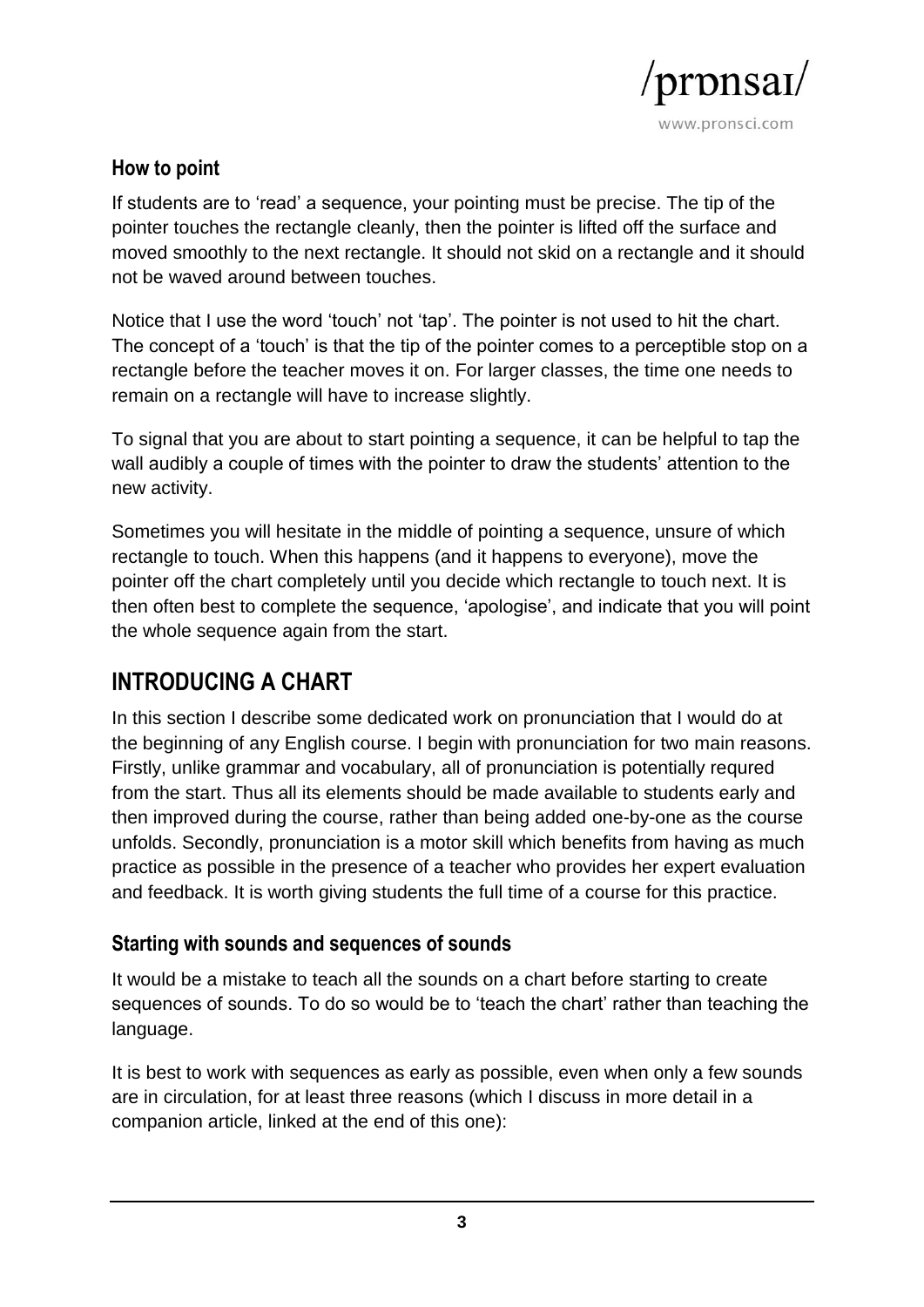## How to point

If students are to 'read' a sequence, your pointing must be precise. The tip of the pointer touches the rectangle cleanly, then the pointer is lifted off the surface and moved smoothly to the next rectangle. It should not skid on a rectangle and it should not be waved around between touches.

Notice that I use the word 'touch' not 'tap'. The pointer is not used to hit the chart. The concept of a 'touch' is that the tip of the pointer comes to a perceptible stop on a rectangle before the teacher moves it on. For larger classes, the time one needs to remain on a rectangle will have to increase slightly.

To signal that you are about to start pointing a sequence, it can be helpful to tap the wall audibly a couple of times with the pointer to draw the students' attention to the new activity.

Sometimes you will hesitate in the middle of pointing a sequence, unsure of which rectangle to touch. When this happens (and it happens to everyone), move the pointer off the chart completely until you decide which rectangle to touch next. It is then often best to complete the sequence, 'apologise', and indicate that you will point the whole sequence again from the start.

# INTRODUCING A CHART

In this section I describe some dedicated work on pronunciation that I would do at the beginning of any English course. I begin with pronunciation for two main reasons. Firstly, unlike grammar and vocabulary, all of pronunciation is potentially requred from the start. Thus all its elements should be made available to students early and then improved during the course, rather than being added one-by-one as the course unfolds. Secondly, pronunciation is a motor skill which benefits from having as much practice as possible in the presence of a teacher who provides her expert evaluation and feedback. It is worth giving students the full time of a course for this practice.

## Starting with sounds and sequences of sounds

It would be a mistake to teach all the sounds on a chart before starting to create sequences of sounds. To do so would be to 'teach the chart' rather than teaching the language.

It is best to work with sequences as early as possible, even when only a few sounds are in circulation, for at least three reasons (which I discuss in more detail in a companion article, linked at the end of this one):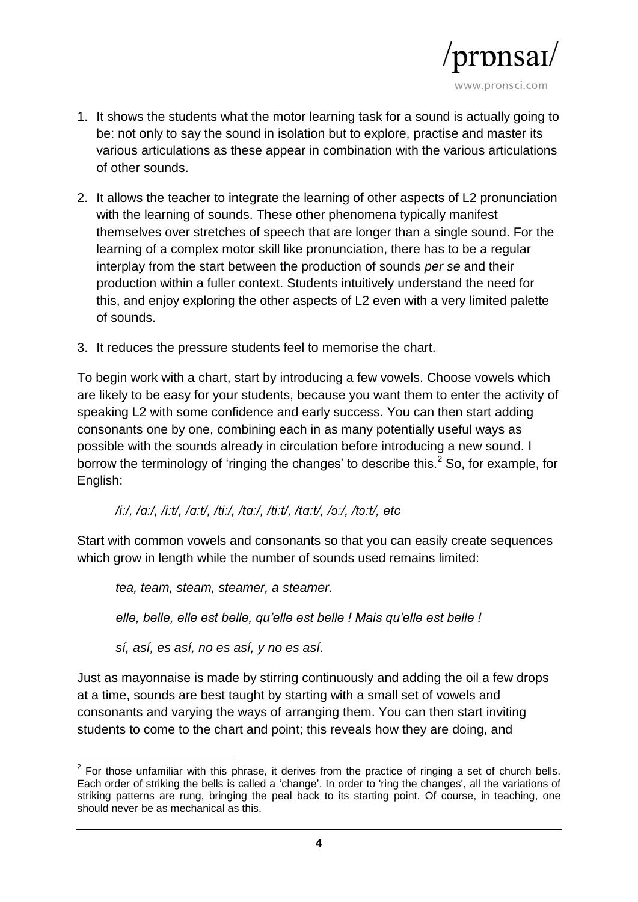1. It shows the students what the motor learning task for a sound is actually going to be: not only to say the sound in isolation but to explore, practise and master its various articulations as these appear in combination with the various articulations of other sounds.

2. It allows the teacher to integrate the learning of other aspects of L2 pronunciation with the learning of sounds. These other phenomena typically manifest themselves over stretches of speech that are longer than a single sound. For the learning of a complex motor skill like pronunciation, there has to be a regular interplay from the start between the production of sounds *per se* and their production within a fuller context. Students intuitively understand the need for this, and enjoy exploring the other aspects of L2 even with a very limited palette of sounds.

3. It reduces the pressure students feel to memorise the chart.

To begin work with a chart, start by introducing a few vowels. Choose vowels which are likely to be easy for your students, because you want them to enter the activity of speaking L2 with some confidence and early success. You can then start adding consonants one by one, combining each in as many potentially useful ways as possible with the sounds already in circulation before introducing a new sound. I borrow the terminology of 'ringing the changes' to describe this.[2] So, for example, for English:

> */iː/, /ɑː/, /iːt/, /ɑːt/, /tiː/, /tɑː/, /tiːt/, /tɑːt/, /ɔː/, /tɔːt/, etc*

Start with common vowels and consonants so that you can easily create sequences which grow in length while the number of sounds used remains limited:

> *tea, team, steam, steamer, a steamer.*
>
> *elle, belle, elle est belle, qu'elle est belle ! Mais qu'elle est belle !*
>
> *sí, así, es así, no es así, y no es así.*

Just as mayonnaise is made by stirring continuously and adding the oil a few drops at a time, sounds are best taught by starting with a small set of vowels and consonants and varying the ways of arranging them. You can then start inviting students to come to the chart and point; this reveals how they are doing, and

---

[2] For those unfamiliar with this phrase, it derives from the practice of ringing a set of church bells. Each order of striking the bells is called a 'change'. In order to 'ring the changes', all the variations of striking patterns are rung, bringing the peal back to its starting point. Of course, in teaching, one should never be as mechanical as this.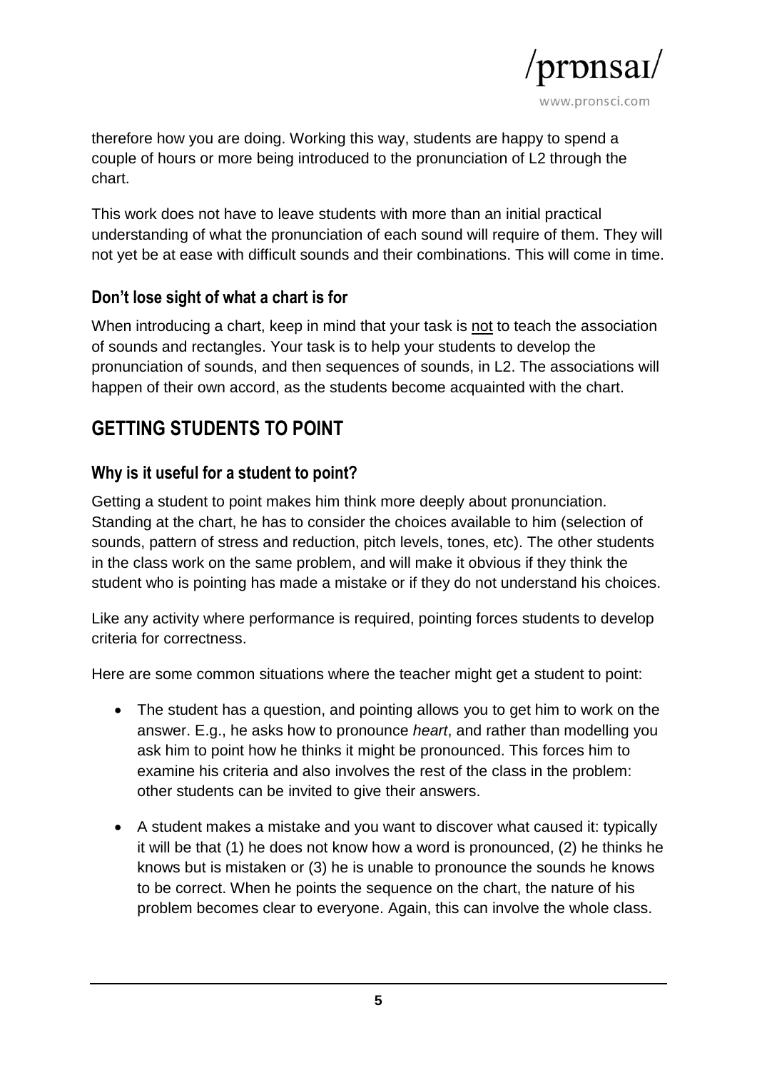therefore how you are doing. Working this way, students are happy to spend a couple of hours or more being introduced to the pronunciation of L2 through the chart.

This work does not have to leave students with more than an initial practical understanding of what the pronunciation of each sound will require of them. They will not yet be at ease with difficult sounds and their combinations. This will come in time.

### Don't lose sight of what a chart is for

When introducing a chart, keep in mind that your task is <u>not</u> to teach the association of sounds and rectangles. Your task is to help your students to develop the pronunciation of sounds, and then sequences of sounds, in L2. The associations will happen of their own accord, as the students become acquainted with the chart.

## GETTING STUDENTS TO POINT

### Why is it useful for a student to point?

Getting a student to point makes him think more deeply about pronunciation. Standing at the chart, he has to consider the choices available to him (selection of sounds, pattern of stress and reduction, pitch levels, tones, etc). The other students in the class work on the same problem, and will make it obvious if they think the student who is pointing has made a mistake or if they do not understand his choices.

Like any activity where performance is required, pointing forces students to develop criteria for correctness.

Here are some common situations where the teacher might get a student to point:

- The student has a question, and pointing allows you to get him to work on the answer. E.g., he asks how to pronounce *heart*, and rather than modelling you ask him to point how he thinks it might be pronounced. This forces him to examine his criteria and also involves the rest of the class in the problem: other students can be invited to give their answers.
- A student makes a mistake and you want to discover what caused it: typically it will be that (1) he does not know how a word is pronounced, (2) he thinks he knows but is mistaken or (3) he is unable to pronounce the sounds he knows to be correct. When he points the sequence on the chart, the nature of his problem becomes clear to everyone. Again, this can involve the whole class.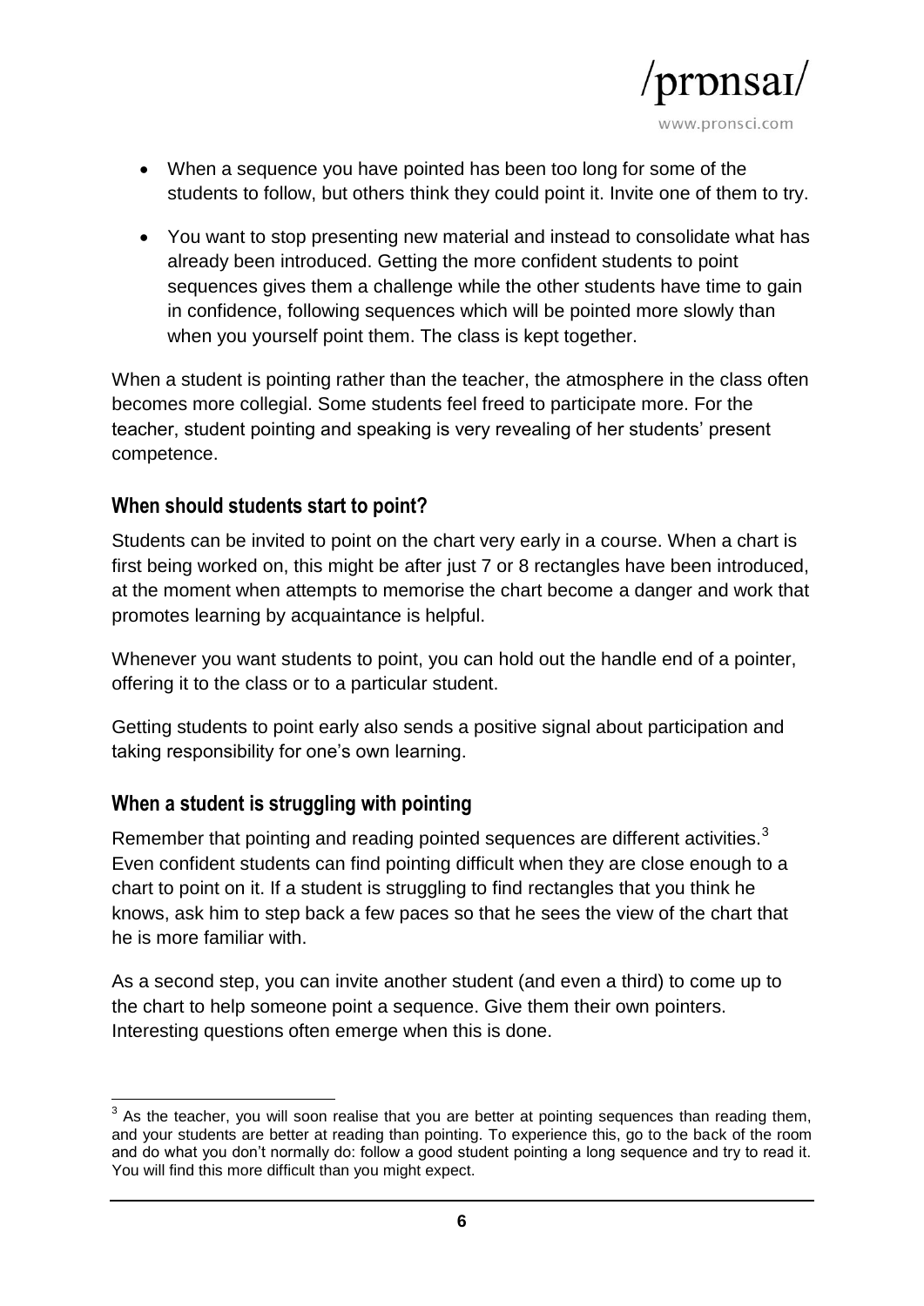- When a sequence you have pointed has been too long for some of the students to follow, but others think they could point it. Invite one of them to try.
- You want to stop presenting new material and instead to consolidate what has already been introduced. Getting the more confident students to point sequences gives them a challenge while the other students have time to gain in confidence, following sequences which will be pointed more slowly than when you yourself point them. The class is kept together.

When a student is pointing rather than the teacher, the atmosphere in the class often becomes more collegial. Some students feel freed to participate more. For the teacher, student pointing and speaking is very revealing of her students' present competence.

## When should students start to point?

Students can be invited to point on the chart very early in a course. When a chart is first being worked on, this might be after just 7 or 8 rectangles have been introduced, at the moment when attempts to memorise the chart become a danger and work that promotes learning by acquaintance is helpful.

Whenever you want students to point, you can hold out the handle end of a pointer, offering it to the class or to a particular student.

Getting students to point early also sends a positive signal about participation and taking responsibility for one's own learning.

## When a student is struggling with pointing

Remember that pointing and reading pointed sequences are different activities.[3] Even confident students can find pointing difficult when they are close enough to a chart to point on it. If a student is struggling to find rectangles that you think he knows, ask him to step back a few paces so that he sees the view of the chart that he is more familiar with.

As a second step, you can invite another student (and even a third) to come up to the chart to help someone point a sequence. Give them their own pointers. Interesting questions often emerge when this is done.

[3] As the teacher, you will soon realise that you are better at pointing sequences than reading them, and your students are better at reading than pointing. To experience this, go to the back of the room and do what you don't normally do: follow a good student pointing a long sequence and try to read it. You will find this more difficult than you might expect.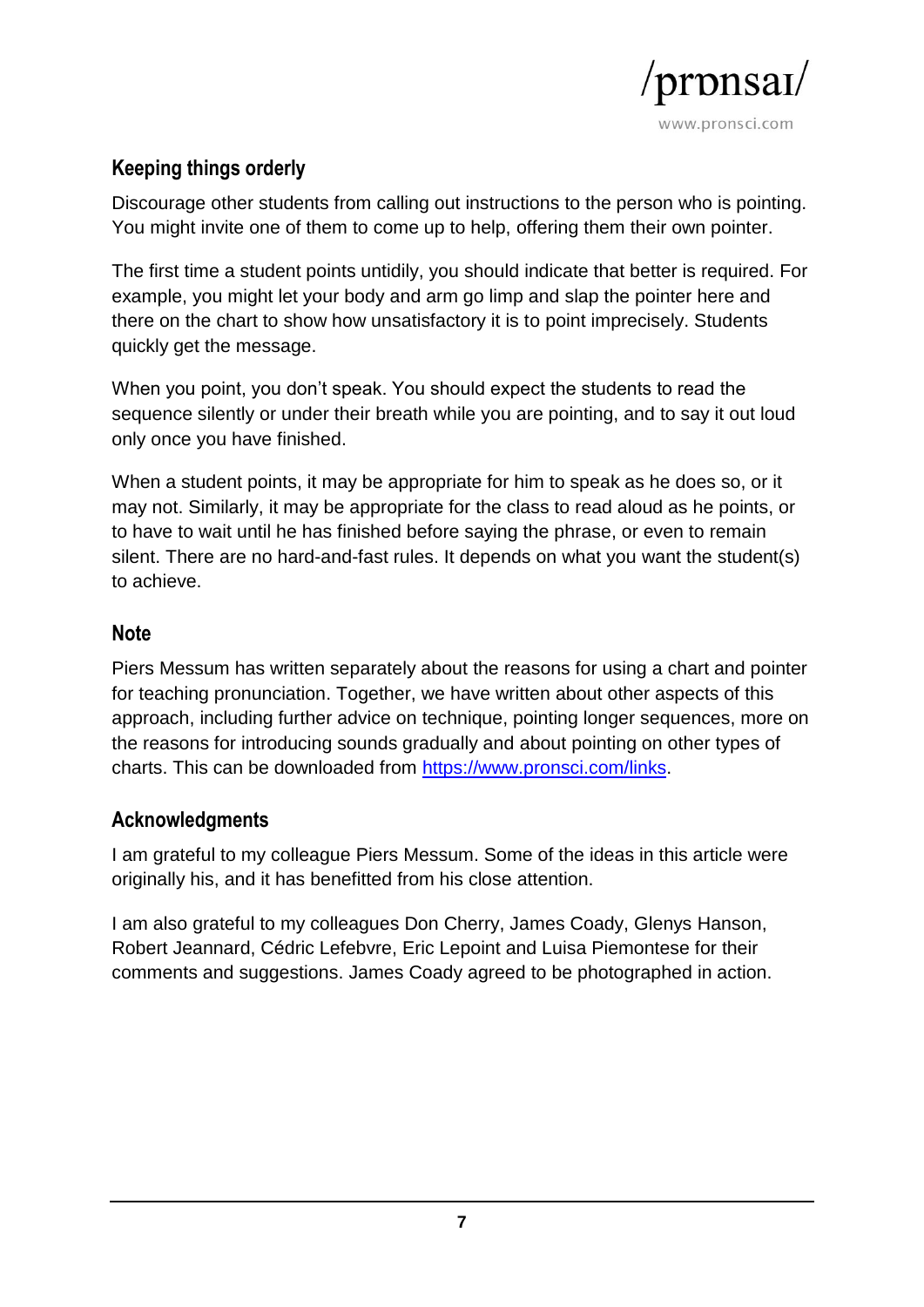## Keeping things orderly

Discourage other students from calling out instructions to the person who is pointing. You might invite one of them to come up to help, offering them their own pointer.

The first time a student points untidily, you should indicate that better is required. For example, you might let your body and arm go limp and slap the pointer here and there on the chart to show how unsatisfactory it is to point imprecisely. Students quickly get the message.

When you point, you don't speak. You should expect the students to read the sequence silently or under their breath while you are pointing, and to say it out loud only once you have finished.

When a student points, it may be appropriate for him to speak as he does so, or it may not. Similarly, it may be appropriate for the class to read aloud as he points, or to have to wait until he has finished before saying the phrase, or even to remain silent. There are no hard-and-fast rules. It depends on what you want the student(s) to achieve.

## Note

Piers Messum has written separately about the reasons for using a chart and pointer for teaching pronunciation. Together, we have written about other aspects of this approach, including further advice on technique, pointing longer sequences, more on the reasons for introducing sounds gradually and about pointing on other types of charts. This can be downloaded from [https://www.pronsci.com/links](https://www.pronsci.com/links).

## Acknowledgments

I am grateful to my colleague Piers Messum. Some of the ideas in this article were originally his, and it has benefitted from his close attention.

I am also grateful to my colleagues Don Cherry, James Coady, Glenys Hanson, Robert Jeannard, Cédric Lefebvre, Eric Lepoint and Luisa Piemontese for their comments and suggestions. James Coady agreed to be photographed in action.